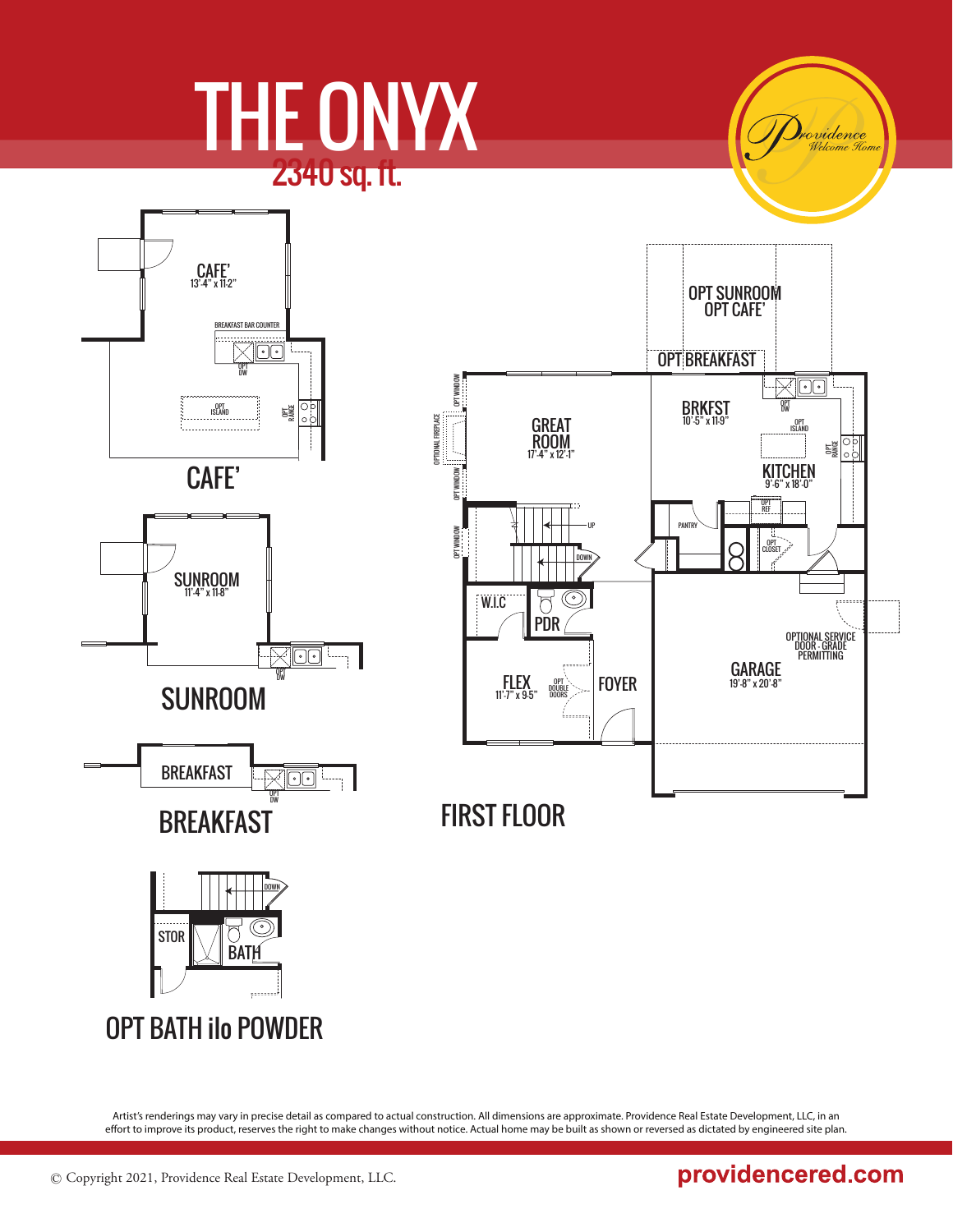# THE ONYX

## 2340 sq. ft.

Providence Welcome Home

CAFE' 13'-4" x 11-2"

BREAKFAST BAR COUNTER

OPT DW

OPT ISLAND

OPT RANGE

## CAFE'

SUNROOM 11'-4" x 11-8"

OPT DW

## SUNROOM

BREAKFAST

OPT DW

## BREAKFAST

DOWN

STOR

BATH

## OPT BATH ilo POWDER

OPT SUNROOM
OPT CAFE'

OPT BREAKFAST

OPT WINDOW

OPTIONAL FIREPLACE

OPT WINDOW

OPT WINDOW

GREAT ROOM 17'-4" x 12'-1"

BRKFST 10'-5" x 11-9"

OPT DW

OPT ISLAND

OPT RANGE

KITCHEN 9'-6" x 18'-0"

OPT REF

PANTRY

OPT CLOSET

UP

DOWN

W.I.C

PDR

FLEX 11'-7" x 9-5"

OPT DOUBLE DOORS

FOYER

OPTIONAL SERVICE DOOR - GRADE PERMITTING

GARAGE 19'-8" x 20'-8"

## FIRST FLOOR

Artist's renderings may vary in precise detail as compared to actual construction. All dimensions are approximate. Providence Real Estate Development, LLC, in an effort to improve its product, reserves the right to make changes without notice. Actual home may be built as shown or reversed as dictated by engineered site plan.

© Copyright 2021, Providence Real Estate Development, LLC.

providencered.com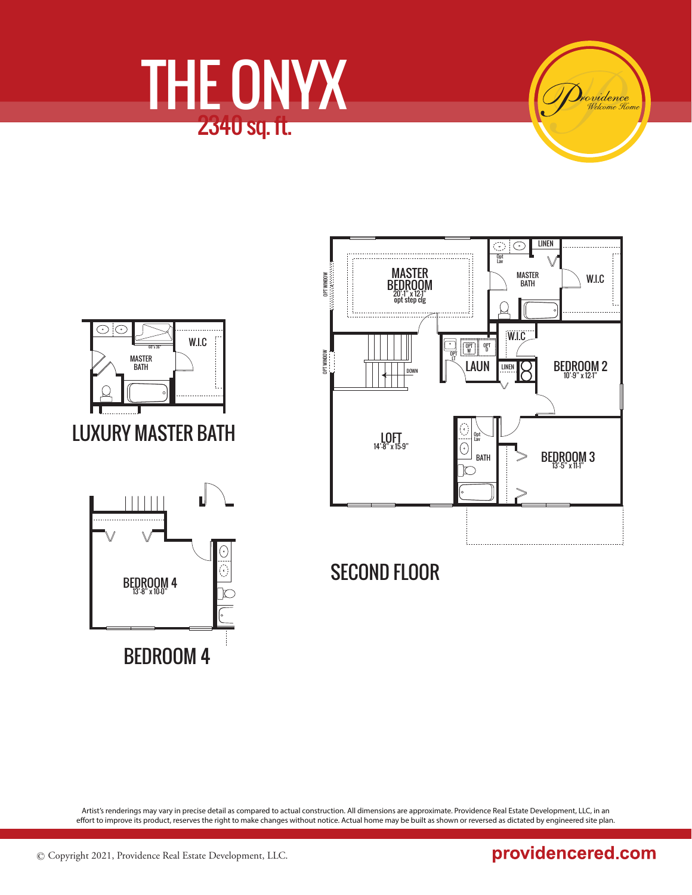# THE ONYX

## 2340 sq. ft.

Providence Welcome Home

MASTER BEDROOM
20'-1" x 12-1"
opt step clg

OPT WINDOW

OPT WINDOW

Opt Lav

LINEN

MASTER BATH

W.I.C

W.I.C

OPT W

OPT D

OPT LT

LAUN

LINEN

BEDROOM 2
10'-9" x 12-1"

DOWN

LOFT
14'-8" x 15-9"

Opt Lav

BATH

BEDROOM 3
13'-5" x 11-1"

## SECOND FLOOR

60" x 36"

MASTER BATH

W.I.C

## LUXURY MASTER BATH

BEDROOM 4
13'-8" x 10-0"

## BEDROOM 4

Artist's renderings may vary in precise detail as compared to actual construction. All dimensions are approximate. Providence Real Estate Development, LLC, in an effort to improve its product, reserves the right to make changes without notice. Actual home may be built as shown or reversed as dictated by engineered site plan.

© Copyright 2021, Providence Real Estate Development, LLC.

**providencered.com**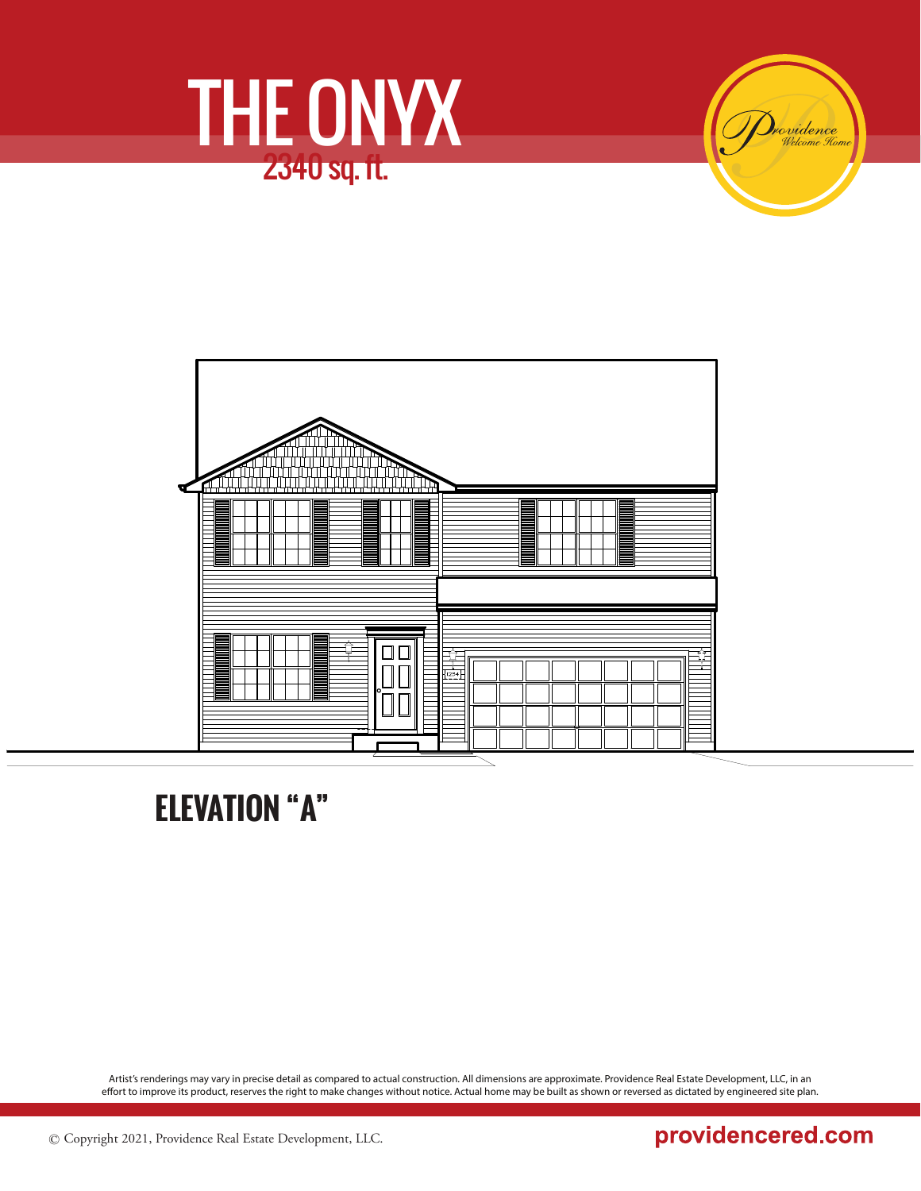# THE ONYX

## 2340 sq. ft.

Providence Welcome Home

## ELEVATION "A"

Artist's renderings may vary in precise detail as compared to actual construction. All dimensions are approximate. Providence Real Estate Development, LLC, in an effort to improve its product, reserves the right to make changes without notice. Actual home may be built as shown or reversed as dictated by engineered site plan.

© Copyright 2021, Providence Real Estate Development, LLC.

providencered.com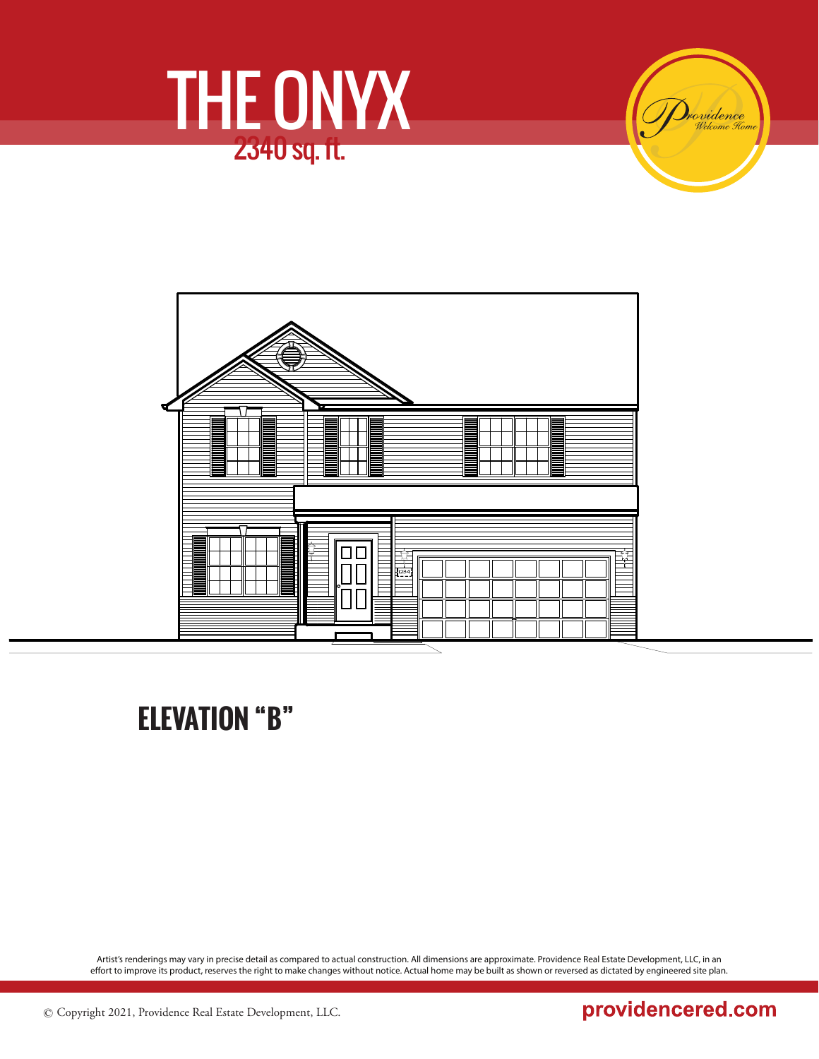# THE ONYX

## 2340 sq. ft.

*Providence Welcome Home*

## ELEVATION "B"

Artist's renderings may vary in precise detail as compared to actual construction. All dimensions are approximate. Providence Real Estate Development, LLC, in an effort to improve its product, reserves the right to make changes without notice. Actual home may be built as shown or reversed as dictated by engineered site plan.

© Copyright 2021, Providence Real Estate Development, LLC.

providencered.com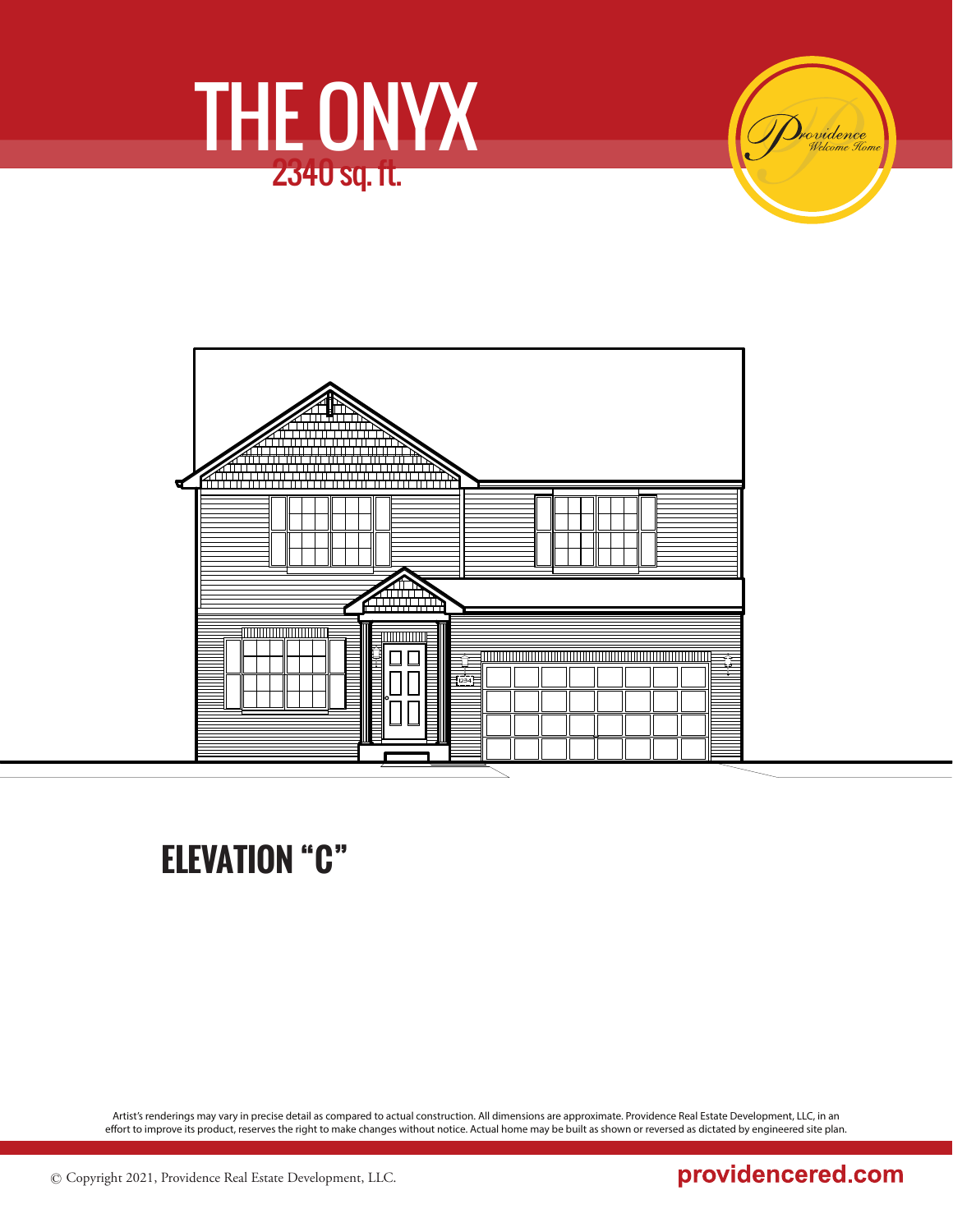# THE ONYX

2340 sq. ft.

## ELEVATION "C"

Artist's renderings may vary in precise detail as compared to actual construction. All dimensions are approximate. Providence Real Estate Development, LLC, in an effort to improve its product, reserves the right to make changes without notice. Actual home may be built as shown or reversed as dictated by engineered site plan.

© Copyright 2021, Providence Real Estate Development, LLC.

providencered.com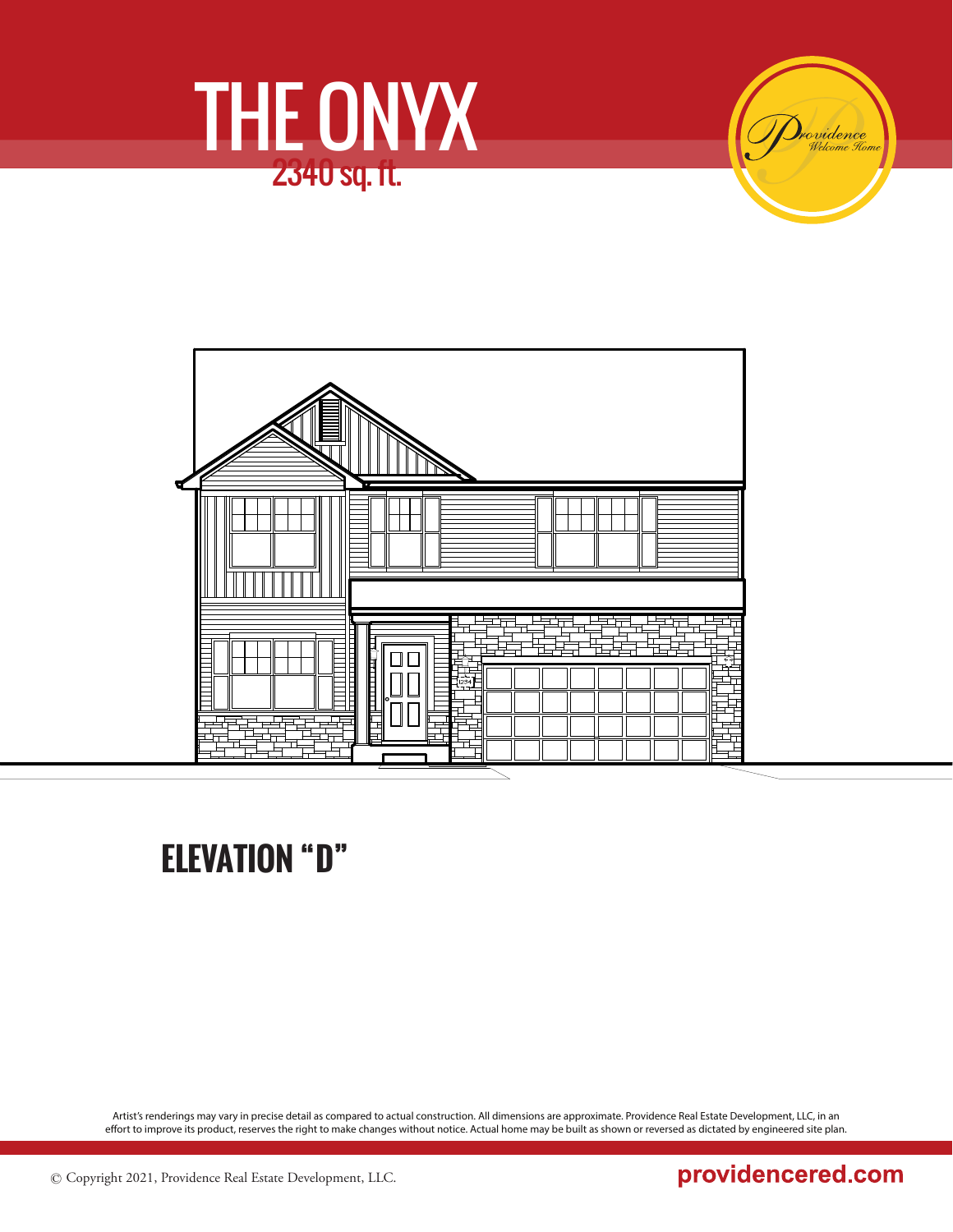# THE ONYX

## 2340 sq. ft.

Providence
Welcome Home

## ELEVATION "D"

Artist's renderings may vary in precise detail as compared to actual construction. All dimensions are approximate. Providence Real Estate Development, LLC, in an effort to improve its product, reserves the right to make changes without notice. Actual home may be built as shown or reversed as dictated by engineered site plan.

© Copyright 2021, Providence Real Estate Development, LLC.

providencered.com